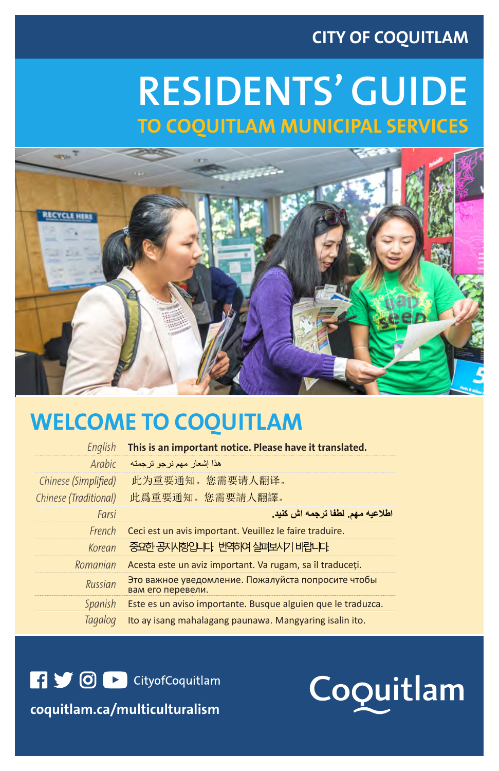CITY OF COQUITLAM

# RESIDENTS' GUIDE

## TO COQUITLAM MUNICIPAL SERVICES

## WELCOME TO COQUITLAM

| | |
|---|---|
| *English* | **This is an important notice. Please have it translated.** |
| *Arabic* | هذا إشعار مهم نرجو ترجمته |
| *Chinese (Simplified)* | 此为重要通知。您需要请人翻译。 |
| *Chinese (Traditional)* | 此爲重要通知。您需要請人翻譯。 |
| *Farsi* | **اطلاعیه مهم. لطفا ترجمه اش کنید.** |
| *French* | Ceci est un avis important. Veuillez le faire traduire. |
| *Korean* | 중요한 공지사항입니다. 번역하여 살펴보시기 바랍니다. |
| *Romanian* | Acesta este un aviz important. Va rugam, sa îl traduceți. |
| *Russian* | Это важное уведомление. Пожалуйста попросите чтобы вам его перевели. |
| *Spanish* | Este es un aviso importante. Busque alguien que le traduzca. |
| *Tagalog* | Ito ay isang mahalagang paunawa. Mangyaring isalin ito. |

CityofCoquitlam

**coquitlam.ca/multiculturalism**

Coquitlam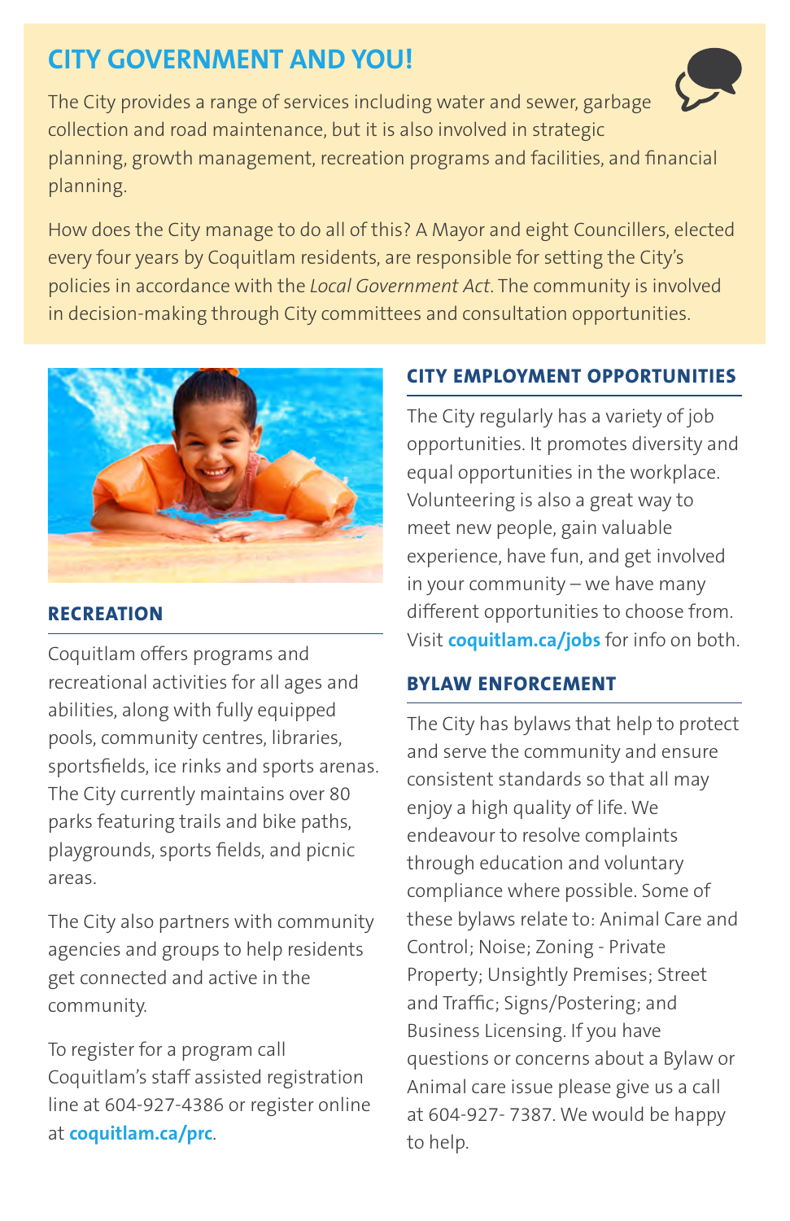## CITY GOVERNMENT AND YOU!

The City provides a range of services including water and sewer, garbage collection and road maintenance, but it is also involved in strategic planning, growth management, recreation programs and facilities, and financial planning.

How does the City manage to do all of this? A Mayor and eight Councillers, elected every four years by Coquitlam residents, are responsible for setting the City's policies in accordance with the *Local Government Act*. The community is involved in decision-making through City committees and consultation opportunities.

### RECREATION

Coquitlam offers programs and recreational activities for all ages and abilities, along with fully equipped pools, community centres, libraries, sportsfields, ice rinks and sports arenas. The City currently maintains over 80 parks featuring trails and bike paths, playgrounds, sports fields, and picnic areas.

The City also partners with community agencies and groups to help residents get connected and active in the community.

To register for a program call Coquitlam's staff assisted registration line at 604-927-4386 or register online at **coquitlam.ca/prc**.

### CITY EMPLOYMENT OPPORTUNITIES

The City regularly has a variety of job opportunities. It promotes diversity and equal opportunities in the workplace. Volunteering is also a great way to meet new people, gain valuable experience, have fun, and get involved in your community – we have many different opportunities to choose from. Visit **coquitlam.ca/jobs** for info on both.

### BYLAW ENFORCEMENT

The City has bylaws that help to protect and serve the community and ensure consistent standards so that all may enjoy a high quality of life. We endeavour to resolve complaints through education and voluntary compliance where possible. Some of these bylaws relate to: Animal Care and Control; Noise; Zoning - Private Property; Unsightly Premises; Street and Traffic; Signs/Postering; and Business Licensing. If you have questions or concerns about a Bylaw or Animal care issue please give us a call at 604-927- 7387. We would be happy to help.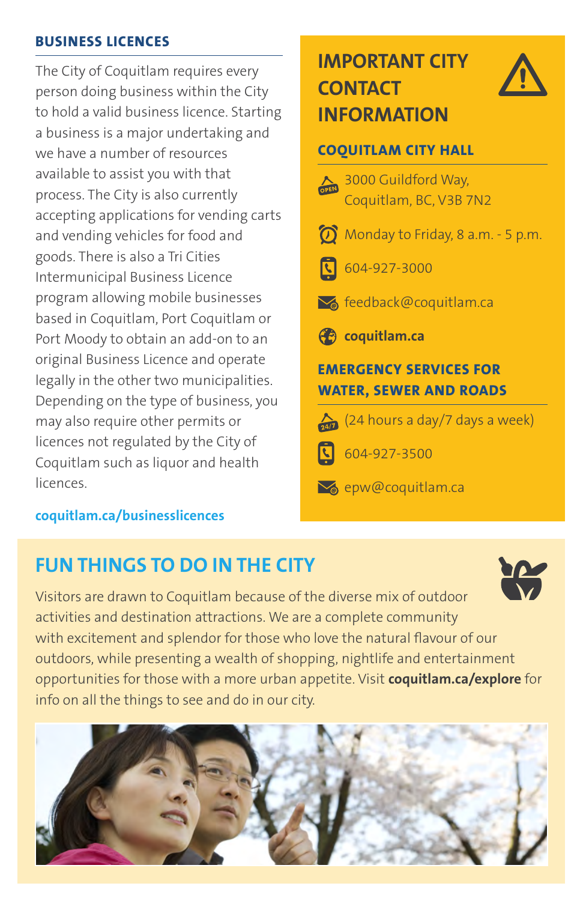## BUSINESS LICENCES

The City of Coquitlam requires every person doing business within the City to hold a valid business licence. Starting a business is a major undertaking and we have a number of resources available to assist you with that process. The City is also currently accepting applications for vending carts and vending vehicles for food and goods. There is also a Tri Cities Intermunicipal Business Licence program allowing mobile businesses based in Coquitlam, Port Coquitlam or Port Moody to obtain an add-on to an original Business Licence and operate legally in the other two municipalities. Depending on the type of business, you may also require other permits or licences not regulated by the City of Coquitlam such as liquor and health licences.

**coquitlam.ca/businesslicences**

## IMPORTANT CITY CONTACT INFORMATION

### COQUITLAM CITY HALL

3000 Guildford Way,
Coquitlam, BC, V3B 7N2

Monday to Friday, 8 a.m. - 5 p.m.

604-927-3000

feedback@coquitlam.ca

**coquitlam.ca**

### EMERGENCY SERVICES FOR WATER, SEWER AND ROADS

(24 hours a day/7 days a week)

604-927-3500

epw@coquitlam.ca

## FUN THINGS TO DO IN THE CITY

Visitors are drawn to Coquitlam because of the diverse mix of outdoor activities and destination attractions. We are a complete community with excitement and splendor for those who love the natural flavour of our outdoors, while presenting a wealth of shopping, nightlife and entertainment opportunities for those with a more urban appetite. Visit **coquitlam.ca/explore** for info on all the things to see and do in our city.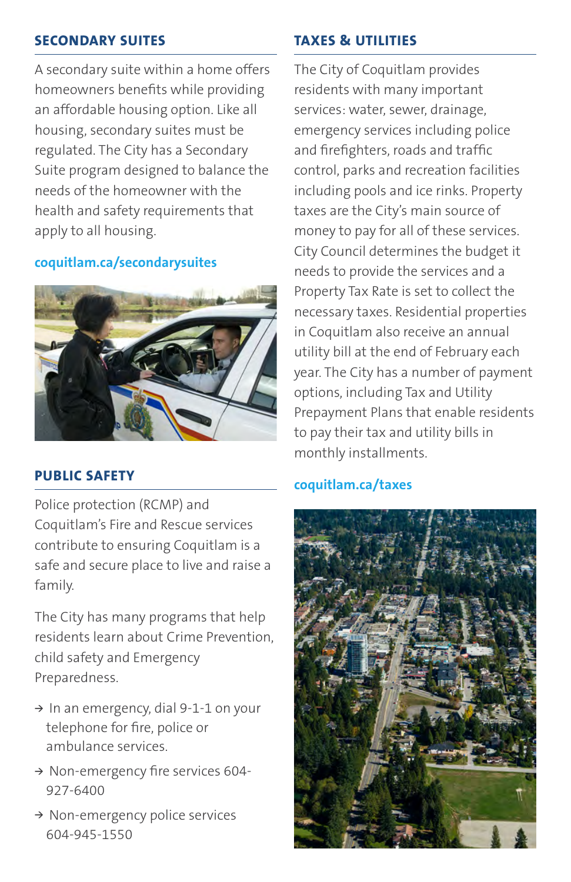## SECONDARY SUITES

A secondary suite within a home offers homeowners benefits while providing an affordable housing option. Like all housing, secondary suites must be regulated. The City has a Secondary Suite program designed to balance the needs of the homeowner with the health and safety requirements that apply to all housing.

**coquitlam.ca/secondarysuites**

## PUBLIC SAFETY

Police protection (RCMP) and Coquitlam's Fire and Rescue services contribute to ensuring Coquitlam is a safe and secure place to live and raise a family.

The City has many programs that help residents learn about Crime Prevention, child safety and Emergency Preparedness.

- In an emergency, dial 9-1-1 on your telephone for fire, police or ambulance services.
- Non-emergency fire services 604-927-6400
- Non-emergency police services 604-945-1550

## TAXES & UTILITIES

The City of Coquitlam provides residents with many important services: water, sewer, drainage, emergency services including police and firefighters, roads and traffic control, parks and recreation facilities including pools and ice rinks. Property taxes are the City's main source of money to pay for all of these services. City Council determines the budget it needs to provide the services and a Property Tax Rate is set to collect the necessary taxes. Residential properties in Coquitlam also receive an annual utility bill at the end of February each year. The City has a number of payment options, including Tax and Utility Prepayment Plans that enable residents to pay their tax and utility bills in monthly installments.

**coquitlam.ca/taxes**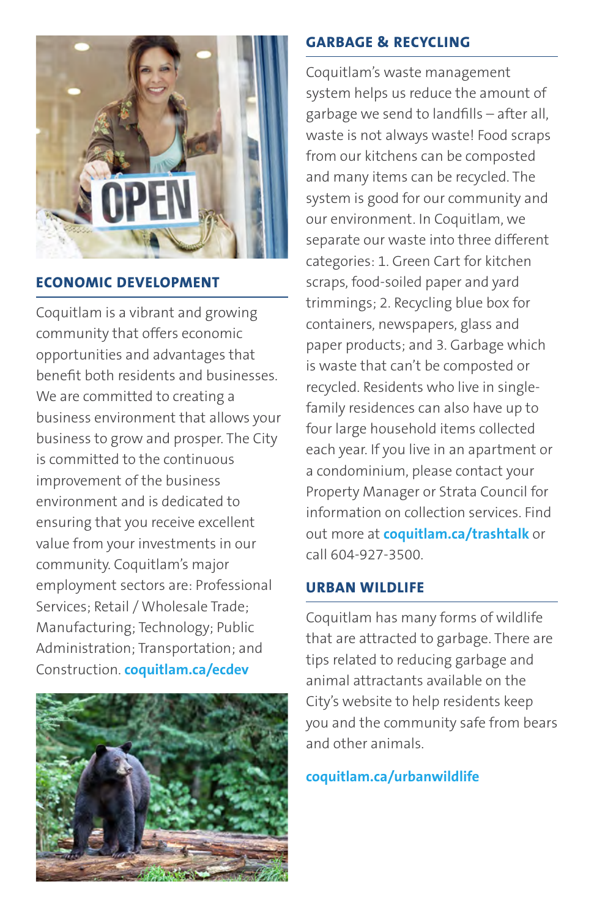## ECONOMIC DEVELOPMENT

Coquitlam is a vibrant and growing community that offers economic opportunities and advantages that benefit both residents and businesses. We are committed to creating a business environment that allows your business to grow and prosper. The City is committed to the continuous improvement of the business environment and is dedicated to ensuring that you receive excellent value from your investments in our community. Coquitlam's major employment sectors are: Professional Services; Retail / Wholesale Trade; Manufacturing; Technology; Public Administration; Transportation; and Construction. **coquitlam.ca/ecdev**

## GARBAGE & RECYCLING

Coquitlam's waste management system helps us reduce the amount of garbage we send to landfills – after all, waste is not always waste! Food scraps from our kitchens can be composted and many items can be recycled. The system is good for our community and our environment. In Coquitlam, we separate our waste into three different categories: 1. Green Cart for kitchen scraps, food-soiled paper and yard trimmings; 2. Recycling blue box for containers, newspapers, glass and paper products; and 3. Garbage which is waste that can't be composted or recycled. Residents who live in single-family residences can also have up to four large household items collected each year. If you live in an apartment or a condominium, please contact your Property Manager or Strata Council for information on collection services. Find out more at **coquitlam.ca/trashtalk** or call 604-927-3500.

## URBAN WILDLIFE

Coquitlam has many forms of wildlife that are attracted to garbage. There are tips related to reducing garbage and animal attractants available on the City's website to help residents keep you and the community safe from bears and other animals.

**coquitlam.ca/urbanwildlife**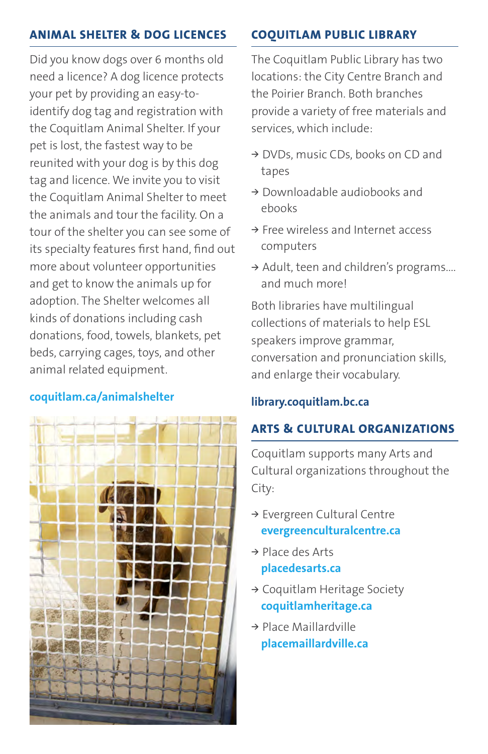## ANIMAL SHELTER & DOG LICENCES

Did you know dogs over 6 months old need a licence? A dog licence protects your pet by providing an easy-to-identify dog tag and registration with the Coquitlam Animal Shelter. If your pet is lost, the fastest way to be reunited with your dog is by this dog tag and licence. We invite you to visit the Coquitlam Animal Shelter to meet the animals and tour the facility. On a tour of the shelter you can see some of its specialty features first hand, find out more about volunteer opportunities and get to know the animals up for adoption. The Shelter welcomes all kinds of donations including cash donations, food, towels, blankets, pet beds, carrying cages, toys, and other animal related equipment.

**coquitlam.ca/animalshelter**

## COQUITLAM PUBLIC LIBRARY

The Coquitlam Public Library has two locations: the City Centre Branch and the Poirier Branch. Both branches provide a variety of free materials and services, which include:

- → DVDs, music CDs, books on CD and tapes
- → Downloadable audiobooks and ebooks
- → Free wireless and Internet access computers
- → Adult, teen and children's programs.... and much more!

Both libraries have multilingual collections of materials to help ESL speakers improve grammar, conversation and pronunciation skills, and enlarge their vocabulary.

**library.coquitlam.bc.ca**

## ARTS & CULTURAL ORGANIZATIONS

Coquitlam supports many Arts and Cultural organizations throughout the City:

- → Evergreen Cultural Centre **evergreenculturalcentre.ca**
- → Place des Arts **placedesarts.ca**
- → Coquitlam Heritage Society **coquitlamheritage.ca**
- → Place Maillardville **placemaillardville.ca**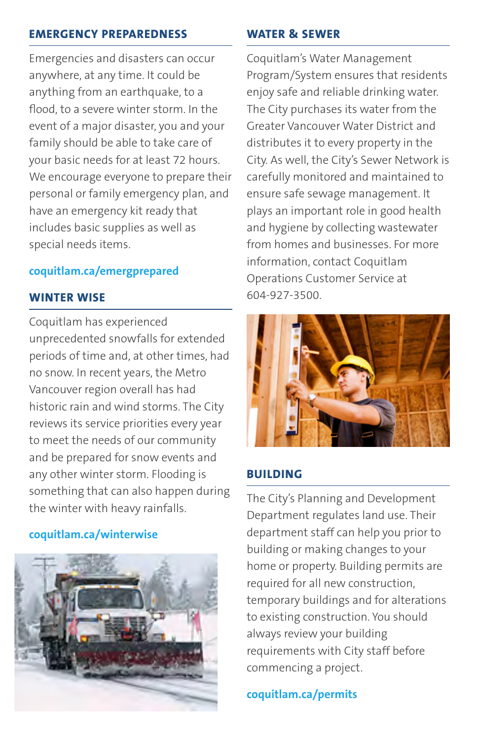## EMERGENCY PREPAREDNESS

Emergencies and disasters can occur anywhere, at any time. It could be anything from an earthquake, to a flood, to a severe winter storm. In the event of a major disaster, you and your family should be able to take care of your basic needs for at least 72 hours. We encourage everyone to prepare their personal or family emergency plan, and have an emergency kit ready that includes basic supplies as well as special needs items.

**coquitlam.ca/emergprepared**

## WINTER WISE

Coquitlam has experienced unprecedented snowfalls for extended periods of time and, at other times, had no snow. In recent years, the Metro Vancouver region overall has had historic rain and wind storms. The City reviews its service priorities every year to meet the needs of our community and be prepared for snow events and any other winter storm. Flooding is something that can also happen during the winter with heavy rainfalls.

**coquitlam.ca/winterwise**

## WATER & SEWER

Coquitlam's Water Management Program/System ensures that residents enjoy safe and reliable drinking water. The City purchases its water from the Greater Vancouver Water District and distributes it to every property in the City. As well, the City's Sewer Network is carefully monitored and maintained to ensure safe sewage management. It plays an important role in good health and hygiene by collecting wastewater from homes and businesses. For more information, contact Coquitlam Operations Customer Service at 604-927-3500.

## BUILDING

The City's Planning and Development Department regulates land use. Their department staff can help you prior to building or making changes to your home or property. Building permits are required for all new construction, temporary buildings and for alterations to existing construction. You should always review your building requirements with City staff before commencing a project.

**coquitlam.ca/permits**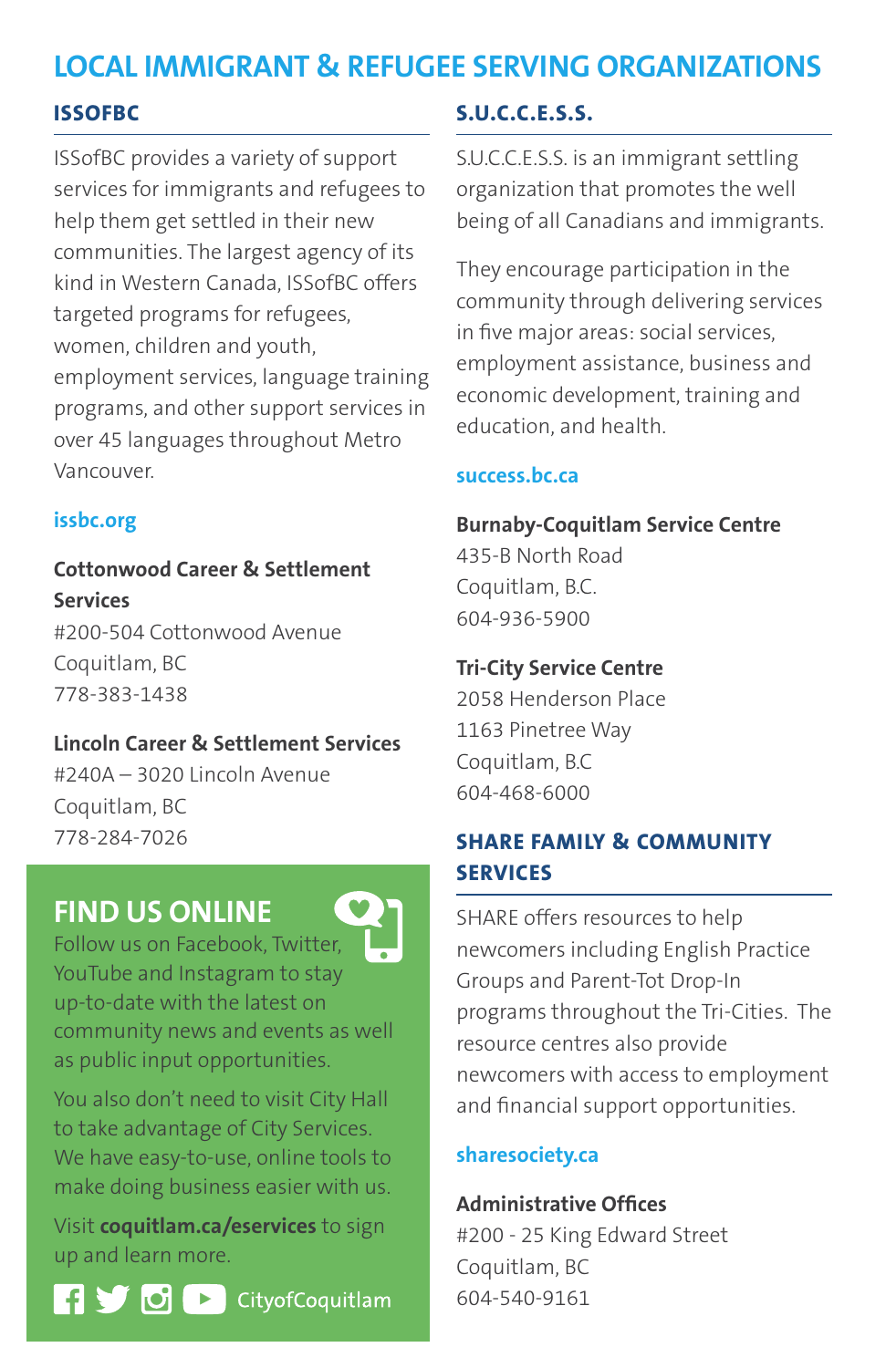# LOCAL IMMIGRANT & REFUGEE SERVING ORGANIZATIONS

## ISSOFBC

ISSofBC provides a variety of support services for immigrants and refugees to help them get settled in their new communities. The largest agency of its kind in Western Canada, ISSofBC offers targeted programs for refugees, women, children and youth, employment services, language training programs, and other support services in over 45 languages throughout Metro Vancouver.

**issbc.org**

**Cottonwood Career & Settlement Services**
#200-504 Cottonwood Avenue
Coquitlam, BC
778-383-1438

**Lincoln Career & Settlement Services**
#240A – 3020 Lincoln Avenue
Coquitlam, BC
778-284-7026

## FIND US ONLINE

Follow us on Facebook, Twitter, YouTube and Instagram to stay up-to-date with the latest on community news and events as well as public input opportunities.

You also don't need to visit City Hall to take advantage of City Services. We have easy-to-use, online tools to make doing business easier with us.

Visit **coquitlam.ca/eservices** to sign up and learn more.

CityofCoquitlam

## S.U.C.C.E.S.S.

S.U.C.C.E.S.S. is an immigrant settling organization that promotes the well being of all Canadians and immigrants.

They encourage participation in the community through delivering services in five major areas: social services, employment assistance, business and economic development, training and education, and health.

**success.bc.ca**

**Burnaby-Coquitlam Service Centre**
435-B North Road
Coquitlam, B.C.
604-936-5900

**Tri-City Service Centre**
2058 Henderson Place
1163 Pinetree Way
Coquitlam, B.C
604-468-6000

## SHARE FAMILY & COMMUNITY SERVICES

SHARE offers resources to help newcomers including English Practice Groups and Parent-Tot Drop-In programs throughout the Tri-Cities. The resource centres also provide newcomers with access to employment and financial support opportunities.

**sharesociety.ca**

**Administrative Offices**
#200 - 25 King Edward Street
Coquitlam, BC
604-540-9161